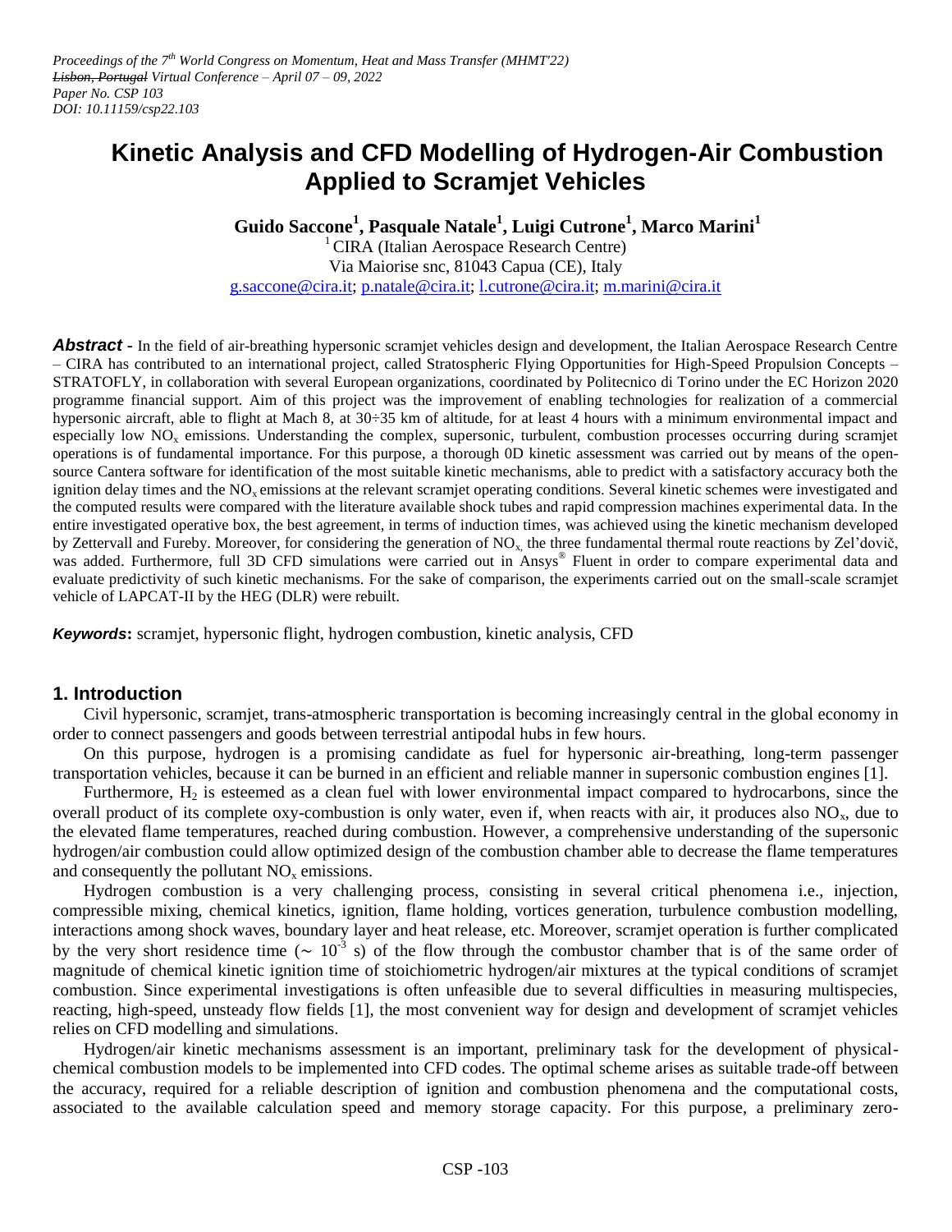*Proceedings of the 7th World Congress on Momentum, Heat and Mass Transfer (MHMT'22)*
*~~Lisbon, Portugal~~ Virtual Conference – April 07 – 09, 2022*
*Paper No. CSP 103*
*DOI: 10.11159/csp22.103*

# Kinetic Analysis and CFD Modelling of Hydrogen-Air Combustion Applied to Scramjet Vehicles

**Guido Saccone[1], Pasquale Natale[1], Luigi Cutrone[1], Marco Marini[1]**

[1] CIRA (Italian Aerospace Research Centre)
Via Maiorise snc, 81043 Capua (CE), Italy
g.saccone@cira.it; p.natale@cira.it; l.cutrone@cira.it; m.marini@cira.it

***Abstract*** - In the field of air-breathing hypersonic scramjet vehicles design and development, the Italian Aerospace Research Centre – CIRA has contributed to an international project, called Stratospheric Flying Opportunities for High-Speed Propulsion Concepts – STRATOFLY, in collaboration with several European organizations, coordinated by Politecnico di Torino under the EC Horizon 2020 programme financial support. Aim of this project was the improvement of enabling technologies for realization of a commercial hypersonic aircraft, able to flight at Mach 8, at 30÷35 km of altitude, for at least 4 hours with a minimum environmental impact and especially low $NO_x$ emissions. Understanding the complex, supersonic, turbulent, combustion processes occurring during scramjet operations is of fundamental importance. For this purpose, a thorough 0D kinetic assessment was carried out by means of the open-source Cantera software for identification of the most suitable kinetic mechanisms, able to predict with a satisfactory accuracy both the ignition delay times and the $NO_x$ emissions at the relevant scramjet operating conditions. Several kinetic schemes were investigated and the computed results were compared with the literature available shock tubes and rapid compression machines experimental data. In the entire investigated operative box, the best agreement, in terms of induction times, was achieved using the kinetic mechanism developed by Zettervall and Fureby. Moreover, for considering the generation of $NO_x$, the three fundamental thermal route reactions by Zel'dovič, was added. Furthermore, full 3D CFD simulations were carried out in Ansys® Fluent in order to compare experimental data and evaluate predictivity of such kinetic mechanisms. For the sake of comparison, the experiments carried out on the small-scale scramjet vehicle of LAPCAT-II by the HEG (DLR) were rebuilt.

***Keywords*:** scramjet, hypersonic flight, hydrogen combustion, kinetic analysis, CFD

## 1. Introduction

Civil hypersonic, scramjet, trans-atmospheric transportation is becoming increasingly central in the global economy in order to connect passengers and goods between terrestrial antipodal hubs in few hours.

On this purpose, hydrogen is a promising candidate as fuel for hypersonic air-breathing, long-term passenger transportation vehicles, because it can be burned in an efficient and reliable manner in supersonic combustion engines [1].

Furthermore, $H_2$ is esteemed as a clean fuel with lower environmental impact compared to hydrocarbons, since the overall product of its complete oxy-combustion is only water, even if, when reacts with air, it produces also $NO_x$, due to the elevated flame temperatures, reached during combustion. However, a comprehensive understanding of the supersonic hydrogen/air combustion could allow optimized design of the combustion chamber able to decrease the flame temperatures and consequently the pollutant $NO_x$ emissions.

Hydrogen combustion is a very challenging process, consisting in several critical phenomena i.e., injection, compressible mixing, chemical kinetics, ignition, flame holding, vortices generation, turbulence combustion modelling, interactions among shock waves, boundary layer and heat release, etc. Moreover, scramjet operation is further complicated by the very short residence time ($\sim 10^{-3}$ s) of the flow through the combustor chamber that is of the same order of magnitude of chemical kinetic ignition time of stoichiometric hydrogen/air mixtures at the typical conditions of scramjet combustion. Since experimental investigations is often unfeasible due to several difficulties in measuring multispecies, reacting, high-speed, unsteady flow fields [1], the most convenient way for design and development of scramjet vehicles relies on CFD modelling and simulations.

Hydrogen/air kinetic mechanisms assessment is an important, preliminary task for the development of physical-chemical combustion models to be implemented into CFD codes. The optimal scheme arises as suitable trade-off between the accuracy, required for a reliable description of ignition and combustion phenomena and the computational costs, associated to the available calculation speed and memory storage capacity. For this purpose, a preliminary zero-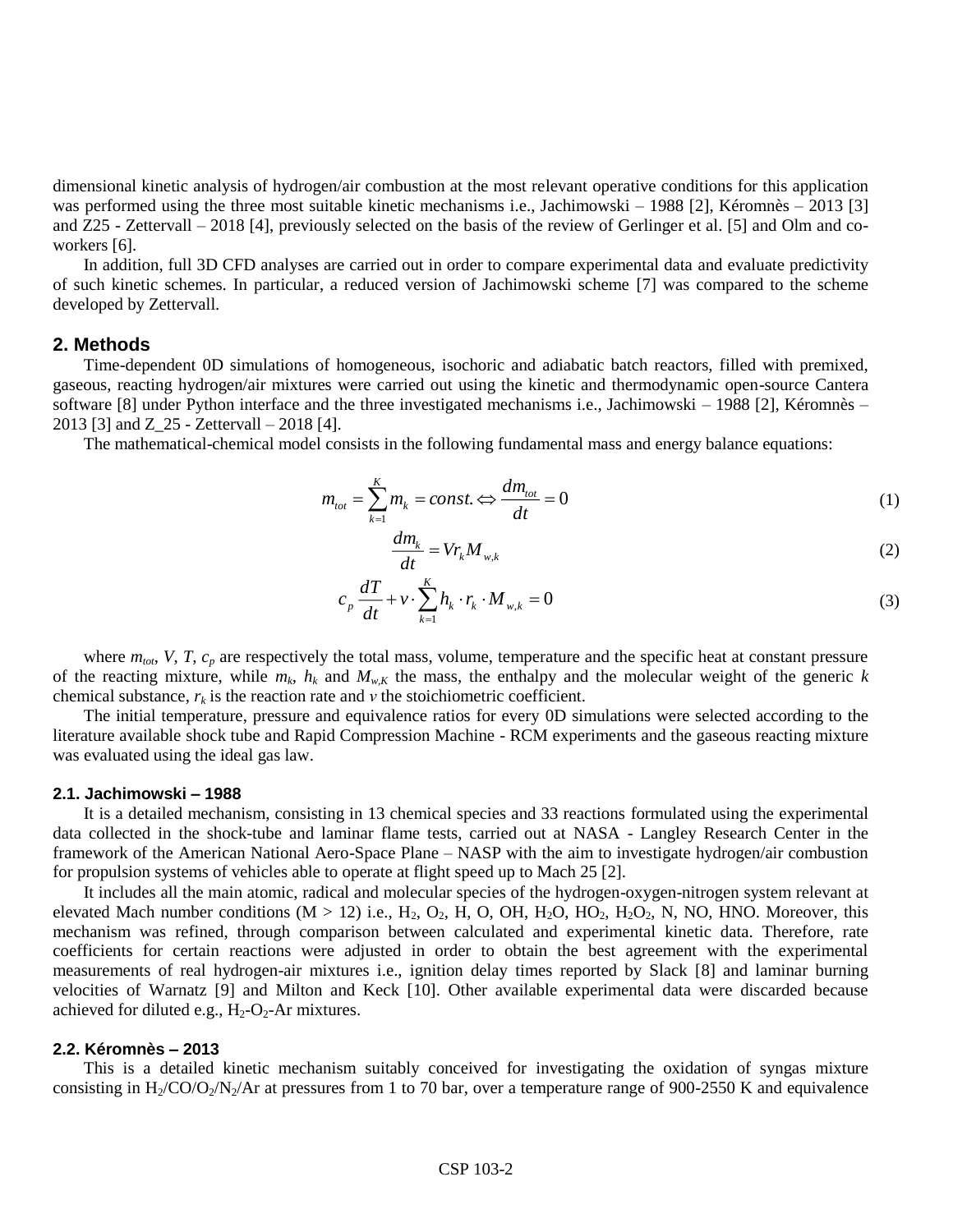dimensional kinetic analysis of hydrogen/air combustion at the most relevant operative conditions for this application was performed using the three most suitable kinetic mechanisms i.e., Jachimowski – 1988 [2], Kéromnès – 2013 [3] and Z25 - Zettervall – 2018 [4], previously selected on the basis of the review of Gerlinger et al. [5] and Olm and co-workers [6].

In addition, full 3D CFD analyses are carried out in order to compare experimental data and evaluate predictivity of such kinetic schemes. In particular, a reduced version of Jachimowski scheme [7] was compared to the scheme developed by Zettervall.

## 2. Methods

Time-dependent 0D simulations of homogeneous, isochoric and adiabatic batch reactors, filled with premixed, gaseous, reacting hydrogen/air mixtures were carried out using the kinetic and thermodynamic open-source Cantera software [8] under Python interface and the three investigated mechanisms i.e., Jachimowski – 1988 [2], Kéromnès – 2013 [3] and Z_25 - Zettervall – 2018 [4].

The mathematical-chemical model consists in the following fundamental mass and energy balance equations:

$$m_{tot} = \sum_{k=1}^{K} m_k = const. \Leftrightarrow \frac{dm_{tot}}{dt} = 0 \tag{1}$$

$$\frac{dm_k}{dt} = V r_k M_{w,k} \tag{2}$$

$$c_p \frac{dT}{dt} + v \cdot \sum_{k=1}^{K} h_k \cdot r_k \cdot M_{w,k} = 0 \tag{3}$$

where $m_{tot}$, $V$, $T$, $c_p$ are respectively the total mass, volume, temperature and the specific heat at constant pressure of the reacting mixture, while $m_k$, $h_k$ and $M_{w,K}$ the mass, the enthalpy and the molecular weight of the generic $k$ chemical substance, $r_k$ is the reaction rate and $v$ the stoichiometric coefficient.

The initial temperature, pressure and equivalence ratios for every 0D simulations were selected according to the literature available shock tube and Rapid Compression Machine - RCM experiments and the gaseous reacting mixture was evaluated using the ideal gas law.

### 2.1. Jachimowski – 1988

It is a detailed mechanism, consisting in 13 chemical species and 33 reactions formulated using the experimental data collected in the shock-tube and laminar flame tests, carried out at NASA - Langley Research Center in the framework of the American National Aero-Space Plane – NASP with the aim to investigate hydrogen/air combustion for propulsion systems of vehicles able to operate at flight speed up to Mach 25 [2].

It includes all the main atomic, radical and molecular species of the hydrogen-oxygen-nitrogen system relevant at elevated Mach number conditions (M > 12) i.e., $H_2$, $O_2$, H, O, OH, $H_2O$, $HO_2$, $H_2O_2$, N, NO, HNO. Moreover, this mechanism was refined, through comparison between calculated and experimental kinetic data. Therefore, rate coefficients for certain reactions were adjusted in order to obtain the best agreement with the experimental measurements of real hydrogen-air mixtures i.e., ignition delay times reported by Slack [8] and laminar burning velocities of Warnatz [9] and Milton and Keck [10]. Other available experimental data were discarded because achieved for diluted e.g., $H_2$-$O_2$-Ar mixtures.

### 2.2. Kéromnès – 2013

This is a detailed kinetic mechanism suitably conceived for investigating the oxidation of syngas mixture consisting in $H_2$/CO/$O_2$/$N_2$/Ar at pressures from 1 to 70 bar, over a temperature range of 900-2550 K and equivalence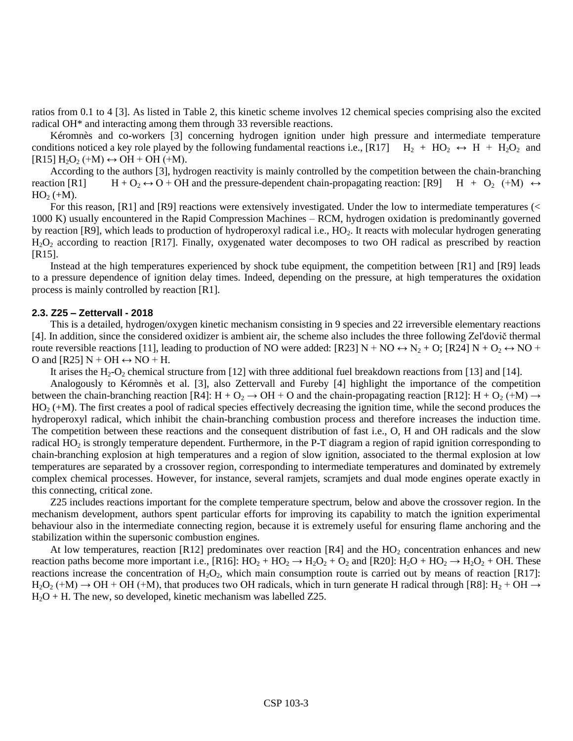ratios from 0.1 to 4 [3]. As listed in Table 2, this kinetic scheme involves 12 chemical species comprising also the excited radical OH* and interacting among them through 33 reversible reactions.

Kéromnès and co-workers [3] concerning hydrogen ignition under high pressure and intermediate temperature conditions noticed a key role played by the following fundamental reactions i.e., [R17] $H_2 + HO_2 \leftrightarrow H + H_2O_2$ and [R15] $H_2O_2$ (+M) $\leftrightarrow$ OH + OH (+M).

According to the authors [3], hydrogen reactivity is mainly controlled by the competition between the chain-branching reaction [R1] $H + O_2 \leftrightarrow O + OH$ and the pressure-dependent chain-propagating reaction: [R9] $H + O_2$ (+M) $\leftrightarrow$ $HO_2$ (+M).

For this reason, [R1] and [R9] reactions were extensively investigated. Under the low to intermediate temperatures (< 1000 K) usually encountered in the Rapid Compression Machines – RCM, hydrogen oxidation is predominantly governed by reaction [R9], which leads to production of hydroperoxyl radical i.e., $HO_2$. It reacts with molecular hydrogen generating $H_2O_2$ according to reaction [R17]. Finally, oxygenated water decomposes to two OH radical as prescribed by reaction [R15].

Instead at the high temperatures experienced by shock tube equipment, the competition between [R1] and [R9] leads to a pressure dependence of ignition delay times. Indeed, depending on the pressure, at high temperatures the oxidation process is mainly controlled by reaction [R1].

### 2.3. Z25 – Zettervall - 2018

This is a detailed, hydrogen/oxygen kinetic mechanism consisting in 9 species and 22 irreversible elementary reactions [4]. In addition, since the considered oxidizer is ambient air, the scheme also includes the three following Zel'dovič thermal route reversible reactions [11], leading to production of NO were added: [R23] N + NO $\leftrightarrow$ $N_2$ + O; [R24] N + $O_2$ $\leftrightarrow$ NO + O and [R25] N + OH $\leftrightarrow$ NO + H.

It arises the $H_2$-$O_2$ chemical structure from [12] with three additional fuel breakdown reactions from [13] and [14].

Analogously to Kéromnès et al. [3], also Zettervall and Fureby [4] highlight the importance of the competition between the chain-branching reaction [R4]: H + $O_2$ $\rightarrow$ OH + O and the chain-propagating reaction [R12]: H + $O_2$ (+M) $\rightarrow$ $HO_2$ (+M). The first creates a pool of radical species effectively decreasing the ignition time, while the second produces the hydroperoxyl radical, which inhibit the chain-branching combustion process and therefore increases the induction time. The competition between these reactions and the consequent distribution of fast i.e., O, H and OH radicals and the slow radical $HO_2$ is strongly temperature dependent. Furthermore, in the P-T diagram a region of rapid ignition corresponding to chain-branching explosion at high temperatures and a region of slow ignition, associated to the thermal explosion at low temperatures are separated by a crossover region, corresponding to intermediate temperatures and dominated by extremely complex chemical processes. However, for instance, several ramjets, scramjets and dual mode engines operate exactly in this connecting, critical zone.

Z25 includes reactions important for the complete temperature spectrum, below and above the crossover region. In the mechanism development, authors spent particular efforts for improving its capability to match the ignition experimental behaviour also in the intermediate connecting region, because it is extremely useful for ensuring flame anchoring and the stabilization within the supersonic combustion engines.

At low temperatures, reaction [R12] predominates over reaction [R4] and the $HO_2$ concentration enhances and new reaction paths become more important i.e., [R16]: $HO_2 + HO_2 \rightarrow H_2O_2 + O_2$ and [R20]: $H_2O + HO_2 \rightarrow H_2O_2$ + OH. These reactions increase the concentration of $H_2O_2$, which main consumption route is carried out by means of reaction [R17]: $H_2O_2$ (+M) $\rightarrow$ OH + OH (+M), that produces two OH radicals, which in turn generate H radical through [R8]: $H_2$ + OH $\rightarrow$ $H_2O$ + H. The new, so developed, kinetic mechanism was labelled Z25.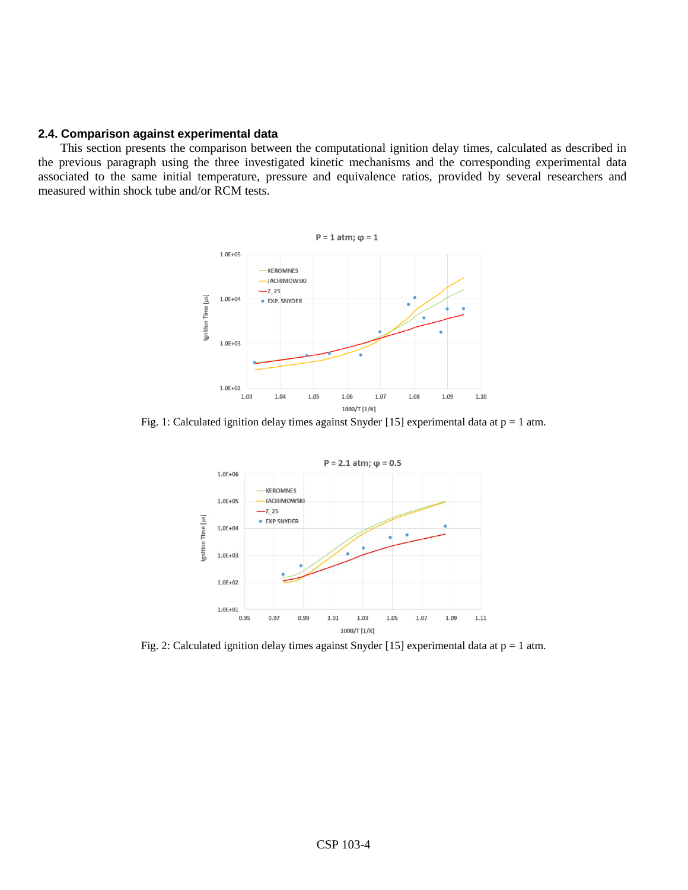### 2.4. Comparison against experimental data

This section presents the comparison between the computational ignition delay times, calculated as described in the previous paragraph using the three investigated kinetic mechanisms and the corresponding experimental data associated to the same initial temperature, pressure and equivalence ratios, provided by several researchers and measured within shock tube and/or RCM tests.

P = 1 atm; φ = 1

1.0E+05
1.0E+04
1.0E+03
1.0E+02

Ignition Time [μs]

KEROMNES
JACHIMOWSKI
Z_25
EXP. SNYDER

1.03 1.04 1.05 1.06 1.07 1.08 1.09 1.10

1000/T [1/K]

Fig. 1: Calculated ignition delay times against Snyder [15] experimental data at p = 1 atm.

P = 2.1 atm; φ = 0.5

1.0E+06
1.0E+05
1.0E+04
1.0E+03
1.0E+02
1.0E+01

Ignition Time [μs]

KEROMNES
JACHIMOWSKI
Z_25
EXP SNYDER

0.95 0.97 0.99 1.01 1.03 1.05 1.07 1.09 1.11

1000/T [1/K]

Fig. 2: Calculated ignition delay times against Snyder [15] experimental data at p = 1 atm.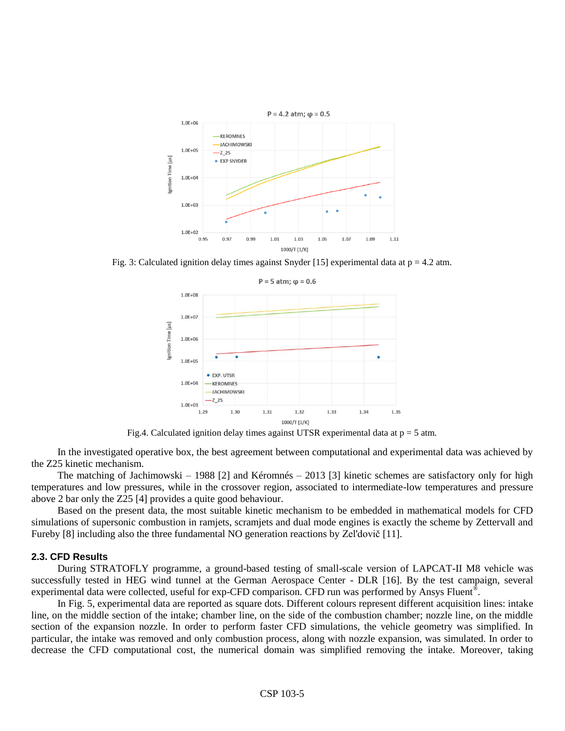P = 4.2 atm; φ = 0.5

1.0E+06
1.0E+05
1.0E+04
1.0E+03
1.0E+02

Ignition Time [µs]

KEROMNES
JACHIMOWSKI
Z_25
EXP SNYDER

0.95 0.97 0.99 1.01 1.03 1.05 1.07 1.09 1.11

1000/T [1/K]

Fig. 3: Calculated ignition delay times against Snyder [15] experimental data at p = 4.2 atm.

P = 5 atm; φ = 0.6

1.0E+08
1.0E+07
1.0E+06
1.0E+05
1.0E+04
1.0E+03

Ignition Time [µs]

EXP. UTSR
KEROMNES
JACHIMOWSKI
Z_25

1.29 1.30 1.31 1.32 1.33 1.34 1.35

1000/T [1/K]

Fig.4. Calculated ignition delay times against UTSR experimental data at p = 5 atm.

In the investigated operative box, the best agreement between computational and experimental data was achieved by the Z25 kinetic mechanism.

The matching of Jachimowski – 1988 [2] and Kéromnés – 2013 [3] kinetic schemes are satisfactory only for high temperatures and low pressures, while in the crossover region, associated to intermediate-low temperatures and pressure above 2 bar only the Z25 [4] provides a quite good behaviour.

Based on the present data, the most suitable kinetic mechanism to be embedded in mathematical models for CFD simulations of supersonic combustion in ramjets, scramjets and dual mode engines is exactly the scheme by Zettervall and Fureby [8] including also the three fundamental NO generation reactions by Zel'dovič [11].

### 2.3. CFD Results

During STRATOFLY programme, a ground-based testing of small-scale version of LAPCAT-II M8 vehicle was successfully tested in HEG wind tunnel at the German Aerospace Center - DLR [16]. By the test campaign, several experimental data were collected, useful for exp-CFD comparison. CFD run was performed by Ansys Fluent®.

In Fig. 5, experimental data are reported as square dots. Different colours represent different acquisition lines: intake line, on the middle section of the intake; chamber line, on the side of the combustion chamber; nozzle line, on the middle section of the expansion nozzle. In order to perform faster CFD simulations, the vehicle geometry was simplified. In particular, the intake was removed and only combustion process, along with nozzle expansion, was simulated. In order to decrease the CFD computational cost, the numerical domain was simplified removing the intake. Moreover, taking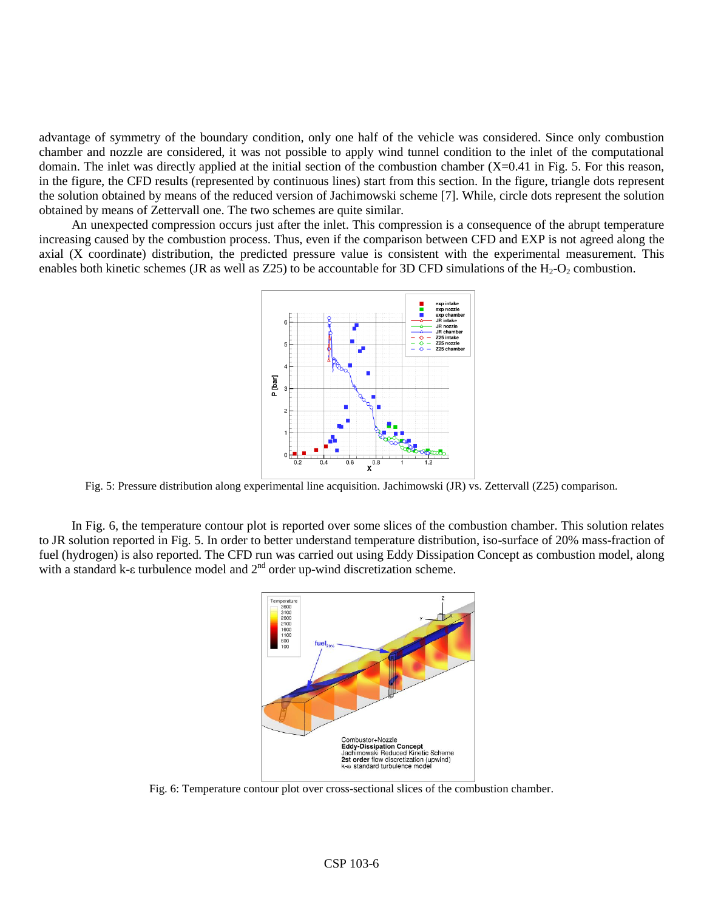advantage of symmetry of the boundary condition, only one half of the vehicle was considered. Since only combustion chamber and nozzle are considered, it was not possible to apply wind tunnel condition to the inlet of the computational domain. The inlet was directly applied at the initial section of the combustion chamber (X=0.41 in Fig. 5. For this reason, in the figure, the CFD results (represented by continuous lines) start from this section. In the figure, triangle dots represent the solution obtained by means of the reduced version of Jachimowski scheme [7]. While, circle dots represent the solution obtained by means of Zettervall one. The two schemes are quite similar.

An unexpected compression occurs just after the inlet. This compression is a consequence of the abrupt temperature increasing caused by the combustion process. Thus, even if the comparison between CFD and EXP is not agreed along the axial (X coordinate) distribution, the predicted pressure value is consistent with the experimental measurement. This enables both kinetic schemes (JR as well as Z25) to be accountable for 3D CFD simulations of the $H_2$-$O_2$ combustion.

P [bar]
0
1
2
3
4
5
6
X
0.2
0.4
0.6
0.8
1
1.2
exp intake
exp nozzle
exp chamber
JR intake
JR nozzle
JR chamber
Z25 intake
Z25 nozzle
Z25 chamber

Fig. 5: Pressure distribution along experimental line acquisition. Jachimowski (JR) vs. Zettervall (Z25) comparison.

In Fig. 6, the temperature contour plot is reported over some slices of the combustion chamber. This solution relates to JR solution reported in Fig. 5. In order to better understand temperature distribution, iso-surface of 20% mass-fraction of fuel (hydrogen) is also reported. The CFD run was carried out using Eddy Dissipation Concept as combustion model, along with a standard k-ε turbulence model and 2[nd] order up-wind discretization scheme.

Temperature
3600
3100
2600
2100
1600
1100
600
100
fuel$_{20\%}$
Z
Y
X
Combustor+Nozzle
**Eddy-Dissipation Concept**
Jachimowski Reduced Kinetic Scheme
**2st order** flow discretization (upwind)
k-ω standard turbulence model

Fig. 6: Temperature contour plot over cross-sectional slices of the combustion chamber.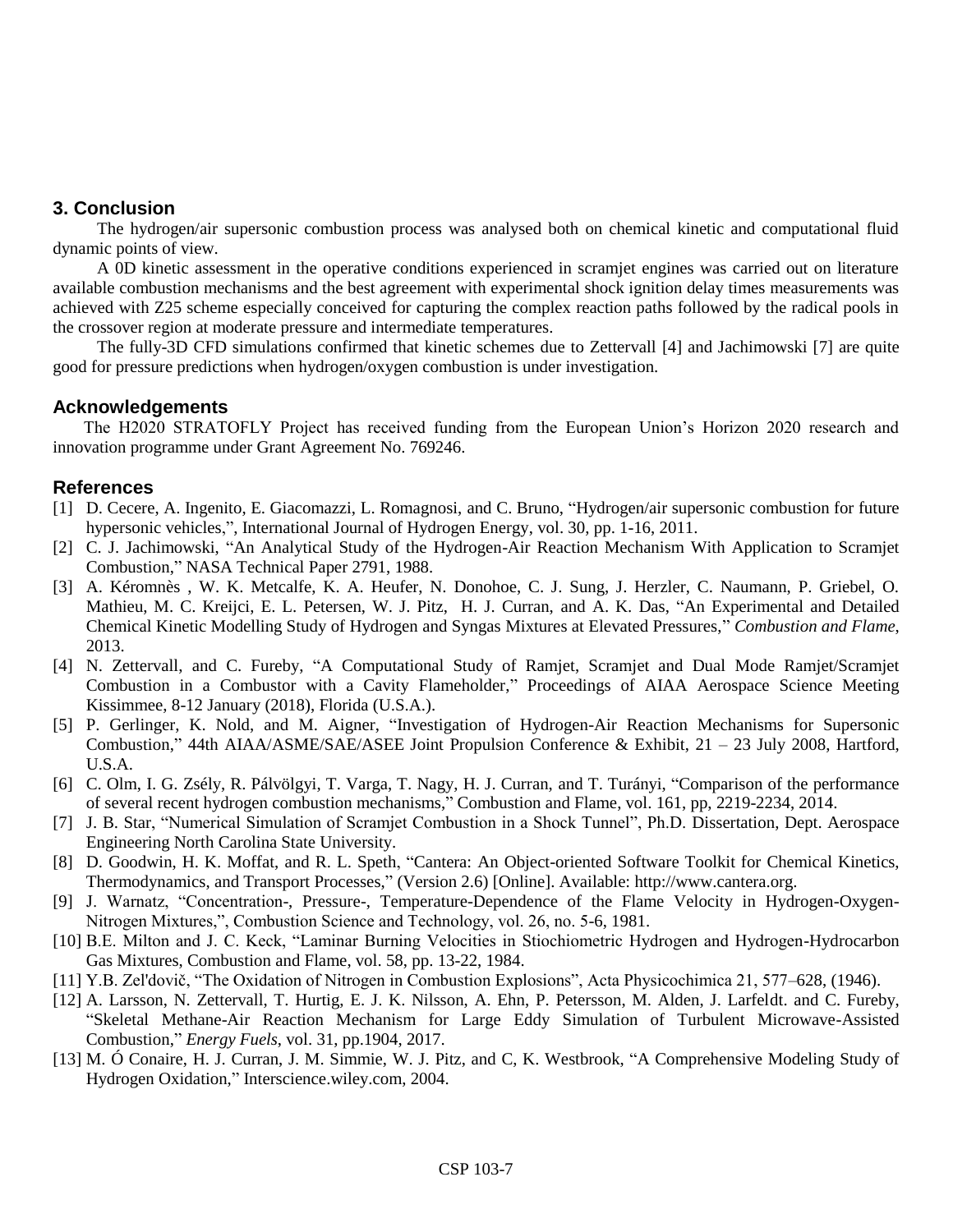## 3. Conclusion

The hydrogen/air supersonic combustion process was analysed both on chemical kinetic and computational fluid dynamic points of view.

A 0D kinetic assessment in the operative conditions experienced in scramjet engines was carried out on literature available combustion mechanisms and the best agreement with experimental shock ignition delay times measurements was achieved with Z25 scheme especially conceived for capturing the complex reaction paths followed by the radical pools in the crossover region at moderate pressure and intermediate temperatures.

The fully-3D CFD simulations confirmed that kinetic schemes due to Zettervall [4] and Jachimowski [7] are quite good for pressure predictions when hydrogen/oxygen combustion is under investigation.

## Acknowledgements

The H2020 STRATOFLY Project has received funding from the European Union's Horizon 2020 research and innovation programme under Grant Agreement No. 769246.

## References

[1] D. Cecere, A. Ingenito, E. Giacomazzi, L. Romagnosi, and C. Bruno, "Hydrogen/air supersonic combustion for future hypersonic vehicles,", International Journal of Hydrogen Energy, vol. 30, pp. 1-16, 2011.

[2] C. J. Jachimowski, "An Analytical Study of the Hydrogen-Air Reaction Mechanism With Application to Scramjet Combustion," NASA Technical Paper 2791, 1988.

[3] A. Kéromnès , W. K. Metcalfe, K. A. Heufer, N. Donohoe, C. J. Sung, J. Herzler, C. Naumann, P. Griebel, O. Mathieu, M. C. Kreijci, E. L. Petersen, W. J. Pitz, H. J. Curran, and A. K. Das, "An Experimental and Detailed Chemical Kinetic Modelling Study of Hydrogen and Syngas Mixtures at Elevated Pressures," *Combustion and Flame*, 2013.

[4] N. Zettervall, and C. Fureby, "A Computational Study of Ramjet, Scramjet and Dual Mode Ramjet/Scramjet Combustion in a Combustor with a Cavity Flameholder," Proceedings of AIAA Aerospace Science Meeting Kissimmee, 8-12 January (2018), Florida (U.S.A.).

[5] P. Gerlinger, K. Nold, and M. Aigner, "Investigation of Hydrogen-Air Reaction Mechanisms for Supersonic Combustion," 44th AIAA/ASME/SAE/ASEE Joint Propulsion Conference & Exhibit, 21 – 23 July 2008, Hartford, U.S.A.

[6] C. Olm, I. G. Zsély, R. Pálvölgyi, T. Varga, T. Nagy, H. J. Curran, and T. Turányi, "Comparison of the performance of several recent hydrogen combustion mechanisms," Combustion and Flame, vol. 161, pp, 2219-2234, 2014.

[7] J. B. Star, "Numerical Simulation of Scramjet Combustion in a Shock Tunnel", Ph.D. Dissertation, Dept. Aerospace Engineering North Carolina State University.

[8] D. Goodwin, H. K. Moffat, and R. L. Speth, "Cantera: An Object-oriented Software Toolkit for Chemical Kinetics, Thermodynamics, and Transport Processes," (Version 2.6) [Online]. Available: http://www.cantera.org.

[9] J. Warnatz, "Concentration-, Pressure-, Temperature-Dependence of the Flame Velocity in Hydrogen-Oxygen-Nitrogen Mixtures,", Combustion Science and Technology, vol. 26, no. 5-6, 1981.

[10] B.E. Milton and J. C. Keck, "Laminar Burning Velocities in Stiochiometric Hydrogen and Hydrogen-Hydrocarbon Gas Mixtures, Combustion and Flame, vol. 58, pp. 13-22, 1984.

[11] Y.B. Zel'dovič, "The Oxidation of Nitrogen in Combustion Explosions", Acta Physicochimica 21, 577–628, (1946).

[12] A. Larsson, N. Zettervall, T. Hurtig, E. J. K. Nilsson, A. Ehn, P. Petersson, M. Alden, J. Larfeldt. and C. Fureby, "Skeletal Methane-Air Reaction Mechanism for Large Eddy Simulation of Turbulent Microwave-Assisted Combustion," *Energy Fuels*, vol. 31, pp.1904, 2017.

[13] M. Ó Conaire, H. J. Curran, J. M. Simmie, W. J. Pitz, and C, K. Westbrook, "A Comprehensive Modeling Study of Hydrogen Oxidation," Interscience.wiley.com, 2004.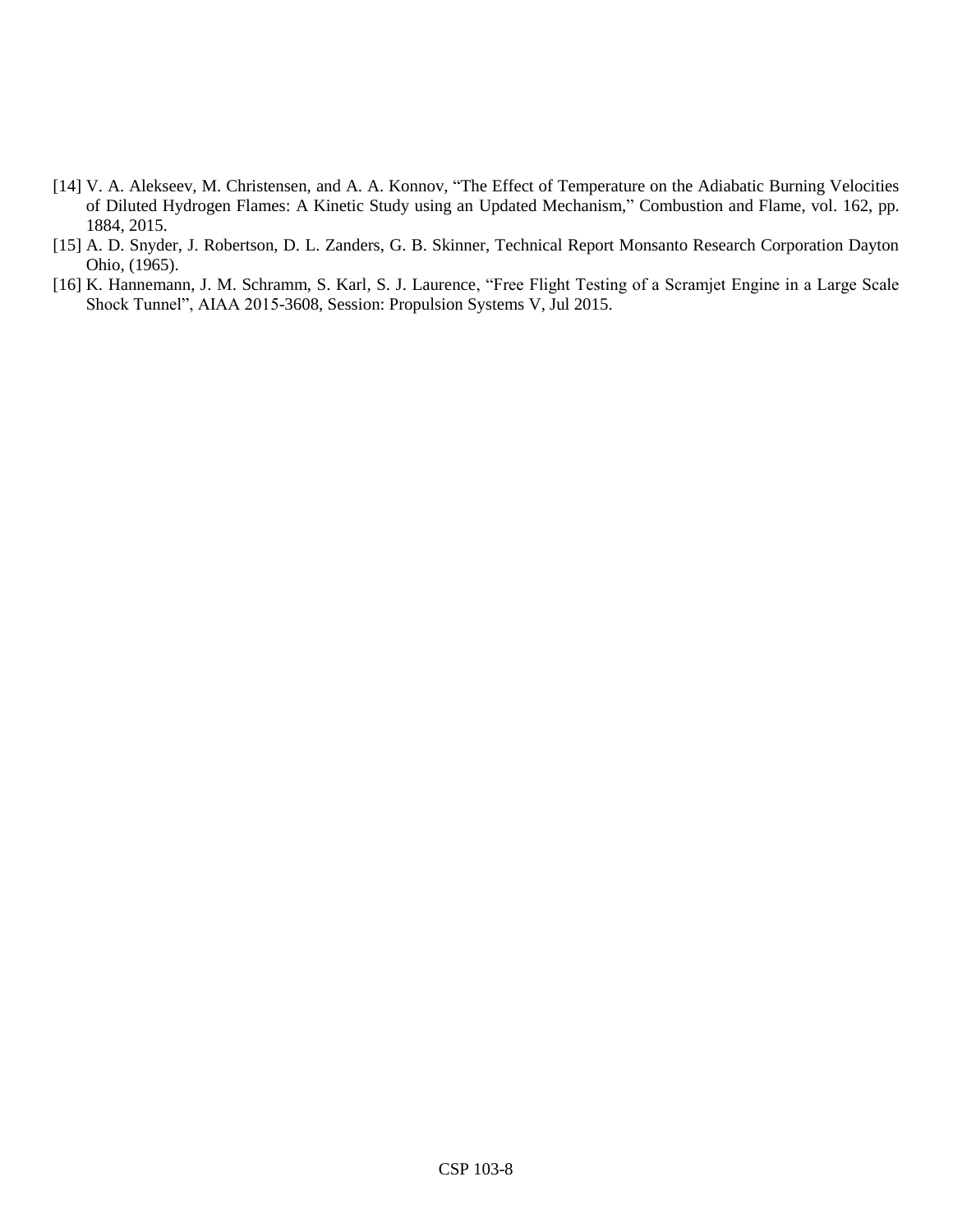[14] V. A. Alekseev, M. Christensen, and A. A. Konnov, "The Effect of Temperature on the Adiabatic Burning Velocities of Diluted Hydrogen Flames: A Kinetic Study using an Updated Mechanism," Combustion and Flame, vol. 162, pp. 1884, 2015.

[15] A. D. Snyder, J. Robertson, D. L. Zanders, G. B. Skinner, Technical Report Monsanto Research Corporation Dayton Ohio, (1965).

[16] K. Hannemann, J. M. Schramm, S. Karl, S. J. Laurence, "Free Flight Testing of a Scramjet Engine in a Large Scale Shock Tunnel", AIAA 2015-3608, Session: Propulsion Systems V, Jul 2015.